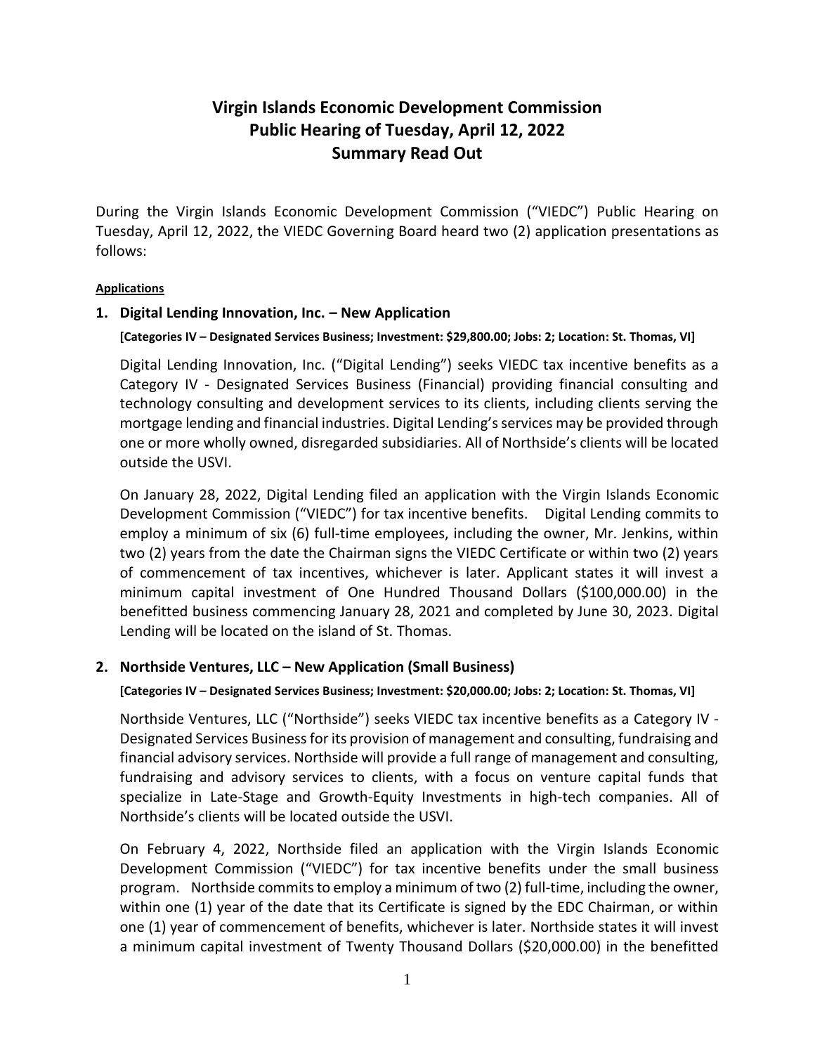# Virgin Islands Economic Development Commission
# Public Hearing of Tuesday, April 12, 2022
# Summary Read Out

During the Virgin Islands Economic Development Commission ("VIEDC") Public Hearing on Tuesday, April 12, 2022, the VIEDC Governing Board heard two (2) application presentations as follows:

**Applications**

1. **Digital Lending Innovation, Inc. – New Application**

   **[Categories IV – Designated Services Business; Investment: $29,800.00; Jobs: 2; Location: St. Thomas, VI]**

   Digital Lending Innovation, Inc. ("Digital Lending") seeks VIEDC tax incentive benefits as a Category IV - Designated Services Business (Financial) providing financial consulting and technology consulting and development services to its clients, including clients serving the mortgage lending and financial industries. Digital Lending's services may be provided through one or more wholly owned, disregarded subsidiaries. All of Northside's clients will be located outside the USVI.

   On January 28, 2022, Digital Lending filed an application with the Virgin Islands Economic Development Commission ("VIEDC") for tax incentive benefits. Digital Lending commits to employ a minimum of six (6) full-time employees, including the owner, Mr. Jenkins, within two (2) years from the date the Chairman signs the VIEDC Certificate or within two (2) years of commencement of tax incentives, whichever is later. Applicant states it will invest a minimum capital investment of One Hundred Thousand Dollars ($100,000.00) in the benefitted business commencing January 28, 2021 and completed by June 30, 2023. Digital Lending will be located on the island of St. Thomas.

2. **Northside Ventures, LLC – New Application (Small Business)**

   **[Categories IV – Designated Services Business; Investment: $20,000.00; Jobs: 2; Location: St. Thomas, VI]**

   Northside Ventures, LLC ("Northside") seeks VIEDC tax incentive benefits as a Category IV - Designated Services Business for its provision of management and consulting, fundraising and financial advisory services. Northside will provide a full range of management and consulting, fundraising and advisory services to clients, with a focus on venture capital funds that specialize in Late-Stage and Growth-Equity Investments in high-tech companies. All of Northside's clients will be located outside the USVI.

   On February 4, 2022, Northside filed an application with the Virgin Islands Economic Development Commission ("VIEDC") for tax incentive benefits under the small business program. Northside commits to employ a minimum of two (2) full-time, including the owner, within one (1) year of the date that its Certificate is signed by the EDC Chairman, or within one (1) year of commencement of benefits, whichever is later. Northside states it will invest a minimum capital investment of Twenty Thousand Dollars ($20,000.00) in the benefitted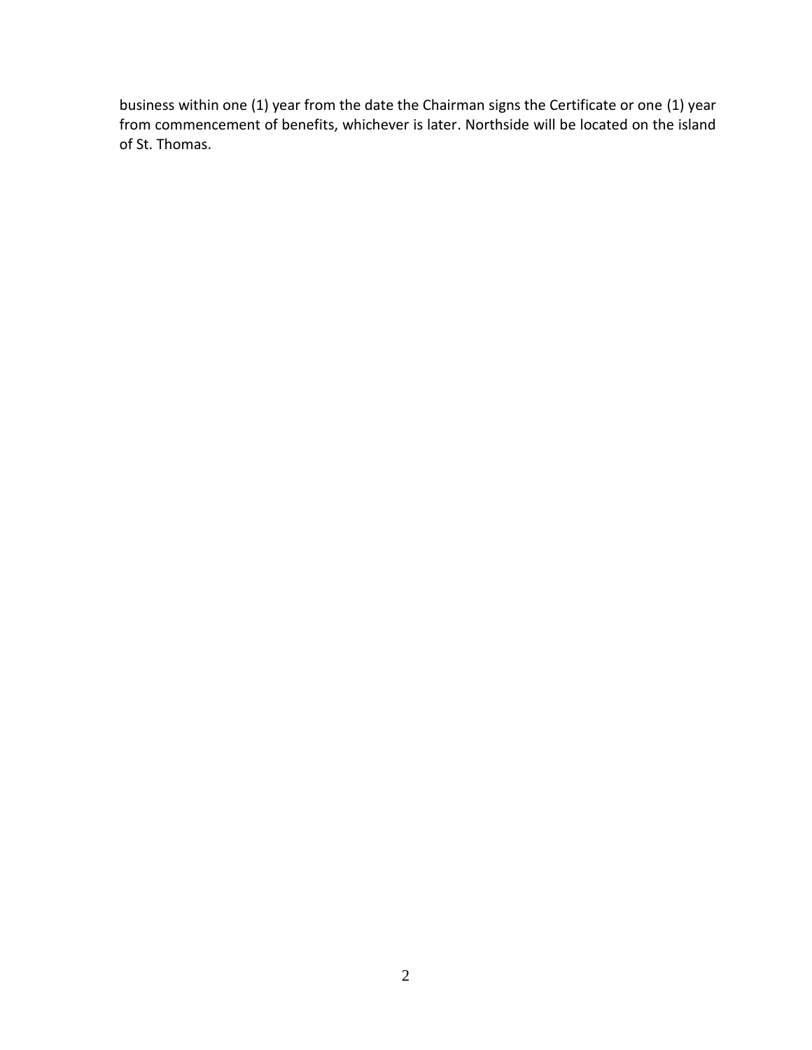business within one (1) year from the date the Chairman signs the Certificate or one (1) year from commencement of benefits, whichever is later. Northside will be located on the island of St. Thomas.